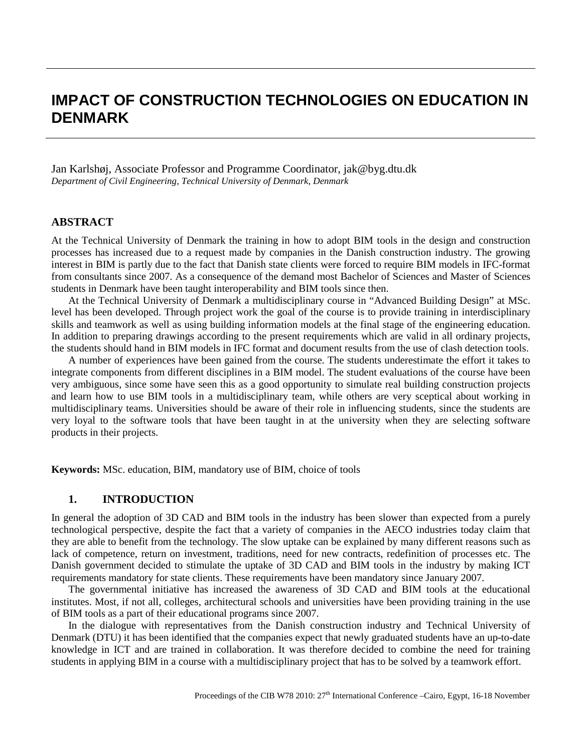# IMPACT OF CONSTRUCTION TECHNOLOGIES ON EDUCATION IN DENMARK

Jan Karlshøj, Associate Professor and Programme Coordinator, jak@byg.dtu.dk
*Department of Civil Engineering, Technical University of Denmark, Denmark*

## ABSTRACT

At the Technical University of Denmark the training in how to adopt BIM tools in the design and construction processes has increased due to a request made by companies in the Danish construction industry. The growing interest in BIM is partly due to the fact that Danish state clients were forced to require BIM models in IFC-format from consultants since 2007. As a consequence of the demand most Bachelor of Sciences and Master of Sciences students in Denmark have been taught interoperability and BIM tools since then.

At the Technical University of Denmark a multidisciplinary course in "Advanced Building Design" at MSc. level has been developed. Through project work the goal of the course is to provide training in interdisciplinary skills and teamwork as well as using building information models at the final stage of the engineering education. In addition to preparing drawings according to the present requirements which are valid in all ordinary projects, the students should hand in BIM models in IFC format and document results from the use of clash detection tools.

A number of experiences have been gained from the course. The students underestimate the effort it takes to integrate components from different disciplines in a BIM model. The student evaluations of the course have been very ambiguous, since some have seen this as a good opportunity to simulate real building construction projects and learn how to use BIM tools in a multidisciplinary team, while others are very sceptical about working in multidisciplinary teams. Universities should be aware of their role in influencing students, since the students are very loyal to the software tools that have been taught in at the university when they are selecting software products in their projects.

**Keywords:** MSc. education, BIM, mandatory use of BIM, choice of tools

## 1. INTRODUCTION

In general the adoption of 3D CAD and BIM tools in the industry has been slower than expected from a purely technological perspective, despite the fact that a variety of companies in the AECO industries today claim that they are able to benefit from the technology. The slow uptake can be explained by many different reasons such as lack of competence, return on investment, traditions, need for new contracts, redefinition of processes etc. The Danish government decided to stimulate the uptake of 3D CAD and BIM tools in the industry by making ICT requirements mandatory for state clients. These requirements have been mandatory since January 2007.

The governmental initiative has increased the awareness of 3D CAD and BIM tools at the educational institutes. Most, if not all, colleges, architectural schools and universities have been providing training in the use of BIM tools as a part of their educational programs since 2007.

In the dialogue with representatives from the Danish construction industry and Technical University of Denmark (DTU) it has been identified that the companies expect that newly graduated students have an up-to-date knowledge in ICT and are trained in collaboration. It was therefore decided to combine the need for training students in applying BIM in a course with a multidisciplinary project that has to be solved by a teamwork effort.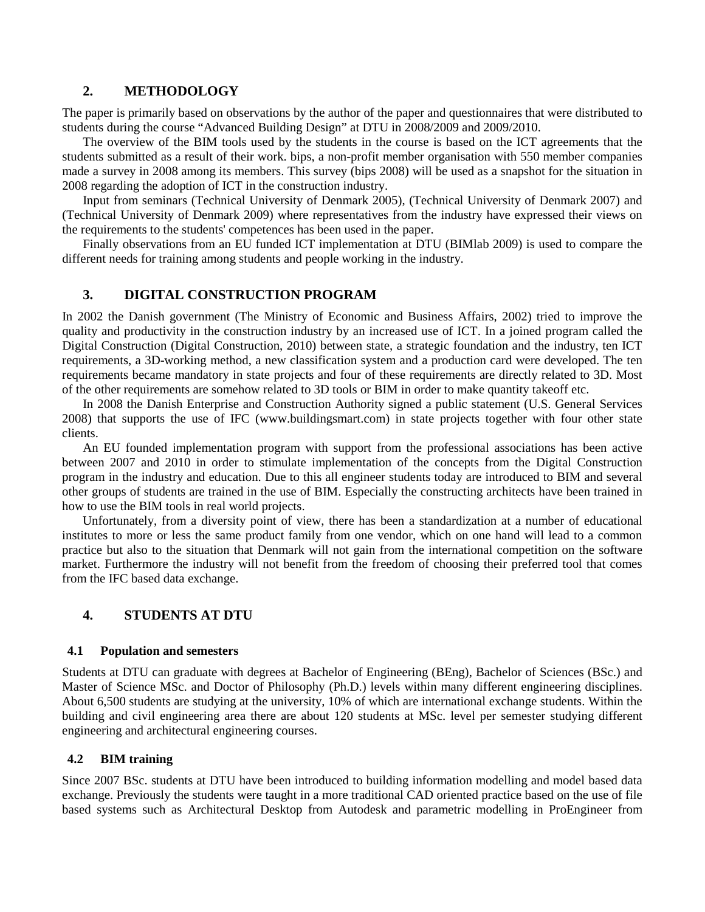## 2. METHODOLOGY

The paper is primarily based on observations by the author of the paper and questionnaires that were distributed to students during the course "Advanced Building Design" at DTU in 2008/2009 and 2009/2010.

The overview of the BIM tools used by the students in the course is based on the ICT agreements that the students submitted as a result of their work. bips, a non-profit member organisation with 550 member companies made a survey in 2008 among its members. This survey (bips 2008) will be used as a snapshot for the situation in 2008 regarding the adoption of ICT in the construction industry.

Input from seminars (Technical University of Denmark 2005), (Technical University of Denmark 2007) and (Technical University of Denmark 2009) where representatives from the industry have expressed their views on the requirements to the students' competences has been used in the paper.

Finally observations from an EU funded ICT implementation at DTU (BIMlab 2009) is used to compare the different needs for training among students and people working in the industry.

## 3. DIGITAL CONSTRUCTION PROGRAM

In 2002 the Danish government (The Ministry of Economic and Business Affairs, 2002) tried to improve the quality and productivity in the construction industry by an increased use of ICT. In a joined program called the Digital Construction (Digital Construction, 2010) between state, a strategic foundation and the industry, ten ICT requirements, a 3D-working method, a new classification system and a production card were developed. The ten requirements became mandatory in state projects and four of these requirements are directly related to 3D. Most of the other requirements are somehow related to 3D tools or BIM in order to make quantity takeoff etc.

In 2008 the Danish Enterprise and Construction Authority signed a public statement (U.S. General Services 2008) that supports the use of IFC (www.buildingsmart.com) in state projects together with four other state clients.

An EU founded implementation program with support from the professional associations has been active between 2007 and 2010 in order to stimulate implementation of the concepts from the Digital Construction program in the industry and education. Due to this all engineer students today are introduced to BIM and several other groups of students are trained in the use of BIM. Especially the constructing architects have been trained in how to use the BIM tools in real world projects.

Unfortunately, from a diversity point of view, there has been a standardization at a number of educational institutes to more or less the same product family from one vendor, which on one hand will lead to a common practice but also to the situation that Denmark will not gain from the international competition on the software market. Furthermore the industry will not benefit from the freedom of choosing their preferred tool that comes from the IFC based data exchange.

## 4. STUDENTS AT DTU

### 4.1 Population and semesters

Students at DTU can graduate with degrees at Bachelor of Engineering (BEng), Bachelor of Sciences (BSc.) and Master of Science MSc. and Doctor of Philosophy (Ph.D.) levels within many different engineering disciplines. About 6,500 students are studying at the university, 10% of which are international exchange students. Within the building and civil engineering area there are about 120 students at MSc. level per semester studying different engineering and architectural engineering courses.

### 4.2 BIM training

Since 2007 BSc. students at DTU have been introduced to building information modelling and model based data exchange. Previously the students were taught in a more traditional CAD oriented practice based on the use of file based systems such as Architectural Desktop from Autodesk and parametric modelling in ProEngineer from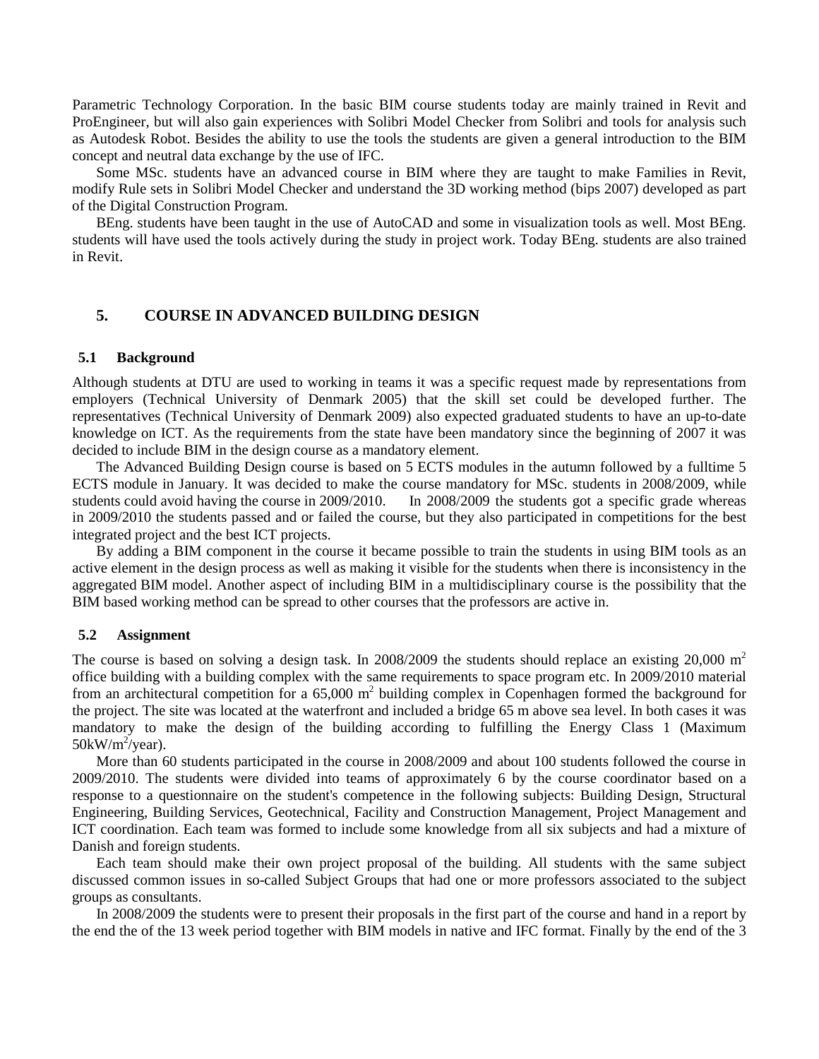Parametric Technology Corporation. In the basic BIM course students today are mainly trained in Revit and ProEngineer, but will also gain experiences with Solibri Model Checker from Solibri and tools for analysis such as Autodesk Robot. Besides the ability to use the tools the students are given a general introduction to the BIM concept and neutral data exchange by the use of IFC.

Some MSc. students have an advanced course in BIM where they are taught to make Families in Revit, modify Rule sets in Solibri Model Checker and understand the 3D working method (bips 2007) developed as part of the Digital Construction Program.

BEng. students have been taught in the use of AutoCAD and some in visualization tools as well. Most BEng. students will have used the tools actively during the study in project work. Today BEng. students are also trained in Revit.

## 5. COURSE IN ADVANCED BUILDING DESIGN

### 5.1 Background

Although students at DTU are used to working in teams it was a specific request made by representations from employers (Technical University of Denmark 2005) that the skill set could be developed further. The representatives (Technical University of Denmark 2009) also expected graduated students to have an up-to-date knowledge on ICT. As the requirements from the state have been mandatory since the beginning of 2007 it was decided to include BIM in the design course as a mandatory element.

The Advanced Building Design course is based on 5 ECTS modules in the autumn followed by a fulltime 5 ECTS module in January. It was decided to make the course mandatory for MSc. students in 2008/2009, while students could avoid having the course in 2009/2010. In 2008/2009 the students got a specific grade whereas in 2009/2010 the students passed and or failed the course, but they also participated in competitions for the best integrated project and the best ICT projects.

By adding a BIM component in the course it became possible to train the students in using BIM tools as an active element in the design process as well as making it visible for the students when there is inconsistency in the aggregated BIM model. Another aspect of including BIM in a multidisciplinary course is the possibility that the BIM based working method can be spread to other courses that the professors are active in.

### 5.2 Assignment

The course is based on solving a design task. In 2008/2009 the students should replace an existing 20,000 $m^2$ office building with a building complex with the same requirements to space program etc. In 2009/2010 material from an architectural competition for a 65,000 $m^2$ building complex in Copenhagen formed the background for the project. The site was located at the waterfront and included a bridge 65 m above sea level. In both cases it was mandatory to make the design of the building according to fulfilling the Energy Class 1 (Maximum $50kW/m^2/year$).

More than 60 students participated in the course in 2008/2009 and about 100 students followed the course in 2009/2010. The students were divided into teams of approximately 6 by the course coordinator based on a response to a questionnaire on the student's competence in the following subjects: Building Design, Structural Engineering, Building Services, Geotechnical, Facility and Construction Management, Project Management and ICT coordination. Each team was formed to include some knowledge from all six subjects and had a mixture of Danish and foreign students.

Each team should make their own project proposal of the building. All students with the same subject discussed common issues in so-called Subject Groups that had one or more professors associated to the subject groups as consultants.

In 2008/2009 the students were to present their proposals in the first part of the course and hand in a report by the end the of the 13 week period together with BIM models in native and IFC format. Finally by the end of the 3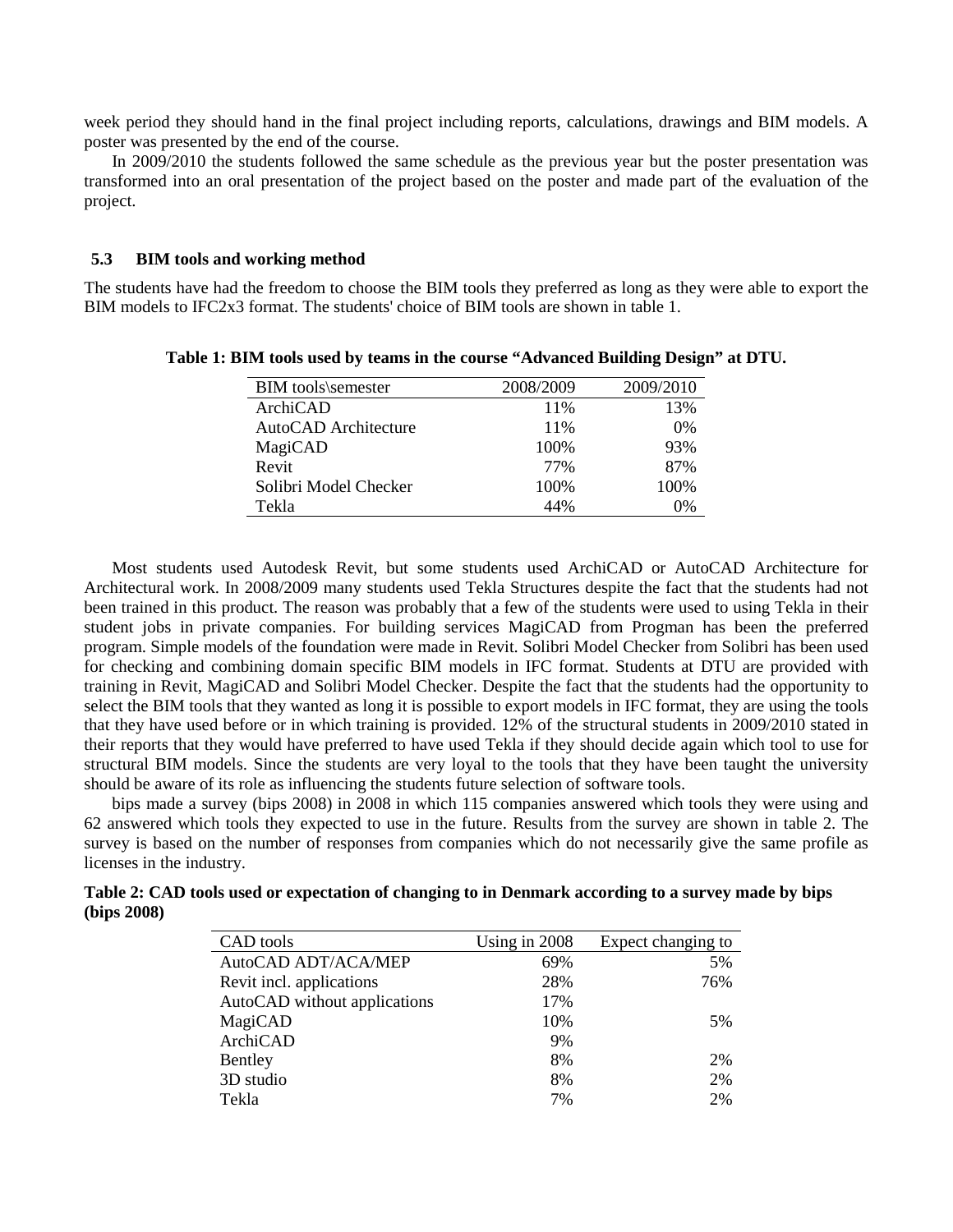week period they should hand in the final project including reports, calculations, drawings and BIM models. A poster was presented by the end of the course.

In 2009/2010 the students followed the same schedule as the previous year but the poster presentation was transformed into an oral presentation of the project based on the poster and made part of the evaluation of the project.

### 5.3 BIM tools and working method

The students have had the freedom to choose the BIM tools they preferred as long as they were able to export the BIM models to IFC2x3 format. The students' choice of BIM tools are shown in table 1.

**Table 1: BIM tools used by teams in the course "Advanced Building Design" at DTU.**

| BIM tools\semester | 2008/2009 | 2009/2010 |
|---|---|---|
| ArchiCAD | 11% | 13% |
| AutoCAD Architecture | 11% | 0% |
| MagiCAD | 100% | 93% |
| Revit | 77% | 87% |
| Solibri Model Checker | 100% | 100% |
| Tekla | 44% | 0% |

Most students used Autodesk Revit, but some students used ArchiCAD or AutoCAD Architecture for Architectural work. In 2008/2009 many students used Tekla Structures despite the fact that the students had not been trained in this product. The reason was probably that a few of the students were used to using Tekla in their student jobs in private companies. For building services MagiCAD from Progman has been the preferred program. Simple models of the foundation were made in Revit. Solibri Model Checker from Solibri has been used for checking and combining domain specific BIM models in IFC format. Students at DTU are provided with training in Revit, MagiCAD and Solibri Model Checker. Despite the fact that the students had the opportunity to select the BIM tools that they wanted as long it is possible to export models in IFC format, they are using the tools that they have used before or in which training is provided. 12% of the structural students in 2009/2010 stated in their reports that they would have preferred to have used Tekla if they should decide again which tool to use for structural BIM models. Since the students are very loyal to the tools that they have been taught the university should be aware of its role as influencing the students future selection of software tools.

bips made a survey (bips 2008) in 2008 in which 115 companies answered which tools they were using and 62 answered which tools they expected to use in the future. Results from the survey are shown in table 2. The survey is based on the number of responses from companies which do not necessarily give the same profile as licenses in the industry.

**Table 2: CAD tools used or expectation of changing to in Denmark according to a survey made by bips (bips 2008)**

| CAD tools | Using in 2008 | Expect changing to |
|---|---|---|
| AutoCAD ADT/ACA/MEP | 69% | 5% |
| Revit incl. applications | 28% | 76% |
| AutoCAD without applications | 17% | |
| MagiCAD | 10% | 5% |
| ArchiCAD | 9% | |
| Bentley | 8% | 2% |
| 3D studio | 8% | 2% |
| Tekla | 7% | 2% |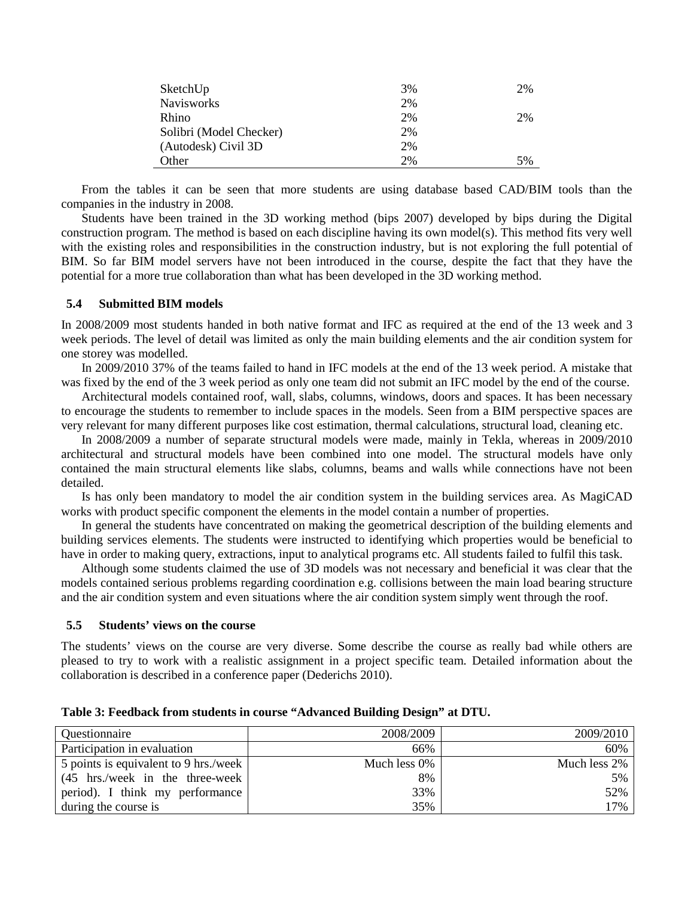| | | |
|---|---|---|
| SketchUp | 3% | 2% |
| Navisworks | 2% | |
| Rhino | 2% | 2% |
| Solibri (Model Checker) | 2% | |
| (Autodesk) Civil 3D | 2% | |
| Other | 2% | 5% |

From the tables it can be seen that more students are using database based CAD/BIM tools than the companies in the industry in 2008.

Students have been trained in the 3D working method (bips 2007) developed by bips during the Digital construction program. The method is based on each discipline having its own model(s). This method fits very well with the existing roles and responsibilities in the construction industry, but is not exploring the full potential of BIM. So far BIM model servers have not been introduced in the course, despite the fact that they have the potential for a more true collaboration than what has been developed in the 3D working method.

### 5.4 Submitted BIM models

In 2008/2009 most students handed in both native format and IFC as required at the end of the 13 week and 3 week periods. The level of detail was limited as only the main building elements and the air condition system for one storey was modelled.

In 2009/2010 37% of the teams failed to hand in IFC models at the end of the 13 week period. A mistake that was fixed by the end of the 3 week period as only one team did not submit an IFC model by the end of the course.

Architectural models contained roof, wall, slabs, columns, windows, doors and spaces. It has been necessary to encourage the students to remember to include spaces in the models. Seen from a BIM perspective spaces are very relevant for many different purposes like cost estimation, thermal calculations, structural load, cleaning etc.

In 2008/2009 a number of separate structural models were made, mainly in Tekla, whereas in 2009/2010 architectural and structural models have been combined into one model. The structural models have only contained the main structural elements like slabs, columns, beams and walls while connections have not been detailed.

Is has only been mandatory to model the air condition system in the building services area. As MagiCAD works with product specific component the elements in the model contain a number of properties.

In general the students have concentrated on making the geometrical description of the building elements and building services elements. The students were instructed to identifying which properties would be beneficial to have in order to making query, extractions, input to analytical programs etc. All students failed to fulfil this task.

Although some students claimed the use of 3D models was not necessary and beneficial it was clear that the models contained serious problems regarding coordination e.g. collisions between the main load bearing structure and the air condition system and even situations where the air condition system simply went through the roof.

### 5.5 Students' views on the course

The students' views on the course are very diverse. Some describe the course as really bad while others are pleased to try to work with a realistic assignment in a project specific team. Detailed information about the collaboration is described in a conference paper (Dederichs 2010).

**Table 3: Feedback from students in course "Advanced Building Design" at DTU.**

| Questionnaire | 2008/2009 | 2009/2010 |
|---|---|---|
| Participation in evaluation | 66% | 60% |
| 5 points is equivalent to 9 hrs./week | Much less 0% | Much less 2% |
| (45 hrs./week in the three-week | 8% | 5% |
| period). I think my performance | 33% | 52% |
| during the course is | 35% | 17% |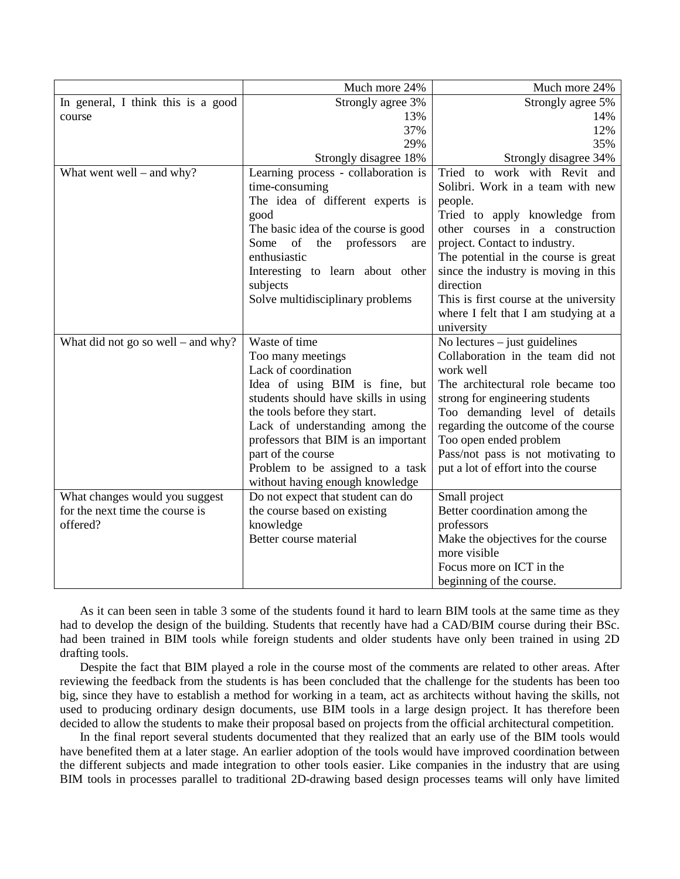| | Much more 24% | Much more 24% |
|---|---|---|
| In general, I think this is a good course | Strongly agree 3%<br>13%<br>37%<br>29%<br>Strongly disagree 18% | Strongly agree 5%<br>14%<br>12%<br>35%<br>Strongly disagree 34% |
| What went well – and why? | Learning process - collaboration is time-consuming<br>The idea of different experts is good<br>The basic idea of the course is good<br>Some of the professors are enthusiastic<br>Interesting to learn about other subjects<br>Solve multidisciplinary problems | Tried to work with Revit and Solibri. Work in a team with new people.<br>Tried to apply knowledge from other courses in a construction project. Contact to industry.<br>The potential in the course is great since the industry is moving in this direction<br>This is first course at the university where I felt that I am studying at a university |
| What did not go so well – and why? | Waste of time<br>Too many meetings<br>Lack of coordination<br>Idea of using BIM is fine, but students should have skills in using the tools before they start.<br>Lack of understanding among the professors that BIM is an important part of the course<br>Problem to be assigned to a task without having enough knowledge | No lectures – just guidelines<br>Collaboration in the team did not work well<br>The architectural role became too strong for engineering students<br>Too demanding level of details regarding the outcome of the course<br>Too open ended problem<br>Pass/not pass is not motivating to put a lot of effort into the course |
| What changes would you suggest for the next time the course is offered? | Do not expect that student can do the course based on existing knowledge<br>Better course material | Small project<br>Better coordination among the professors<br>Make the objectives for the course more visible<br>Focus more on ICT in the beginning of the course. |

As it can been seen in table 3 some of the students found it hard to learn BIM tools at the same time as they had to develop the design of the building. Students that recently have had a CAD/BIM course during their BSc. had been trained in BIM tools while foreign students and older students have only been trained in using 2D drafting tools.

Despite the fact that BIM played a role in the course most of the comments are related to other areas. After reviewing the feedback from the students is has been concluded that the challenge for the students has been too big, since they have to establish a method for working in a team, act as architects without having the skills, not used to producing ordinary design documents, use BIM tools in a large design project. It has therefore been decided to allow the students to make their proposal based on projects from the official architectural competition.

In the final report several students documented that they realized that an early use of the BIM tools would have benefited them at a later stage. An earlier adoption of the tools would have improved coordination between the different subjects and made integration to other tools easier. Like companies in the industry that are using BIM tools in processes parallel to traditional 2D-drawing based design processes teams will only have limited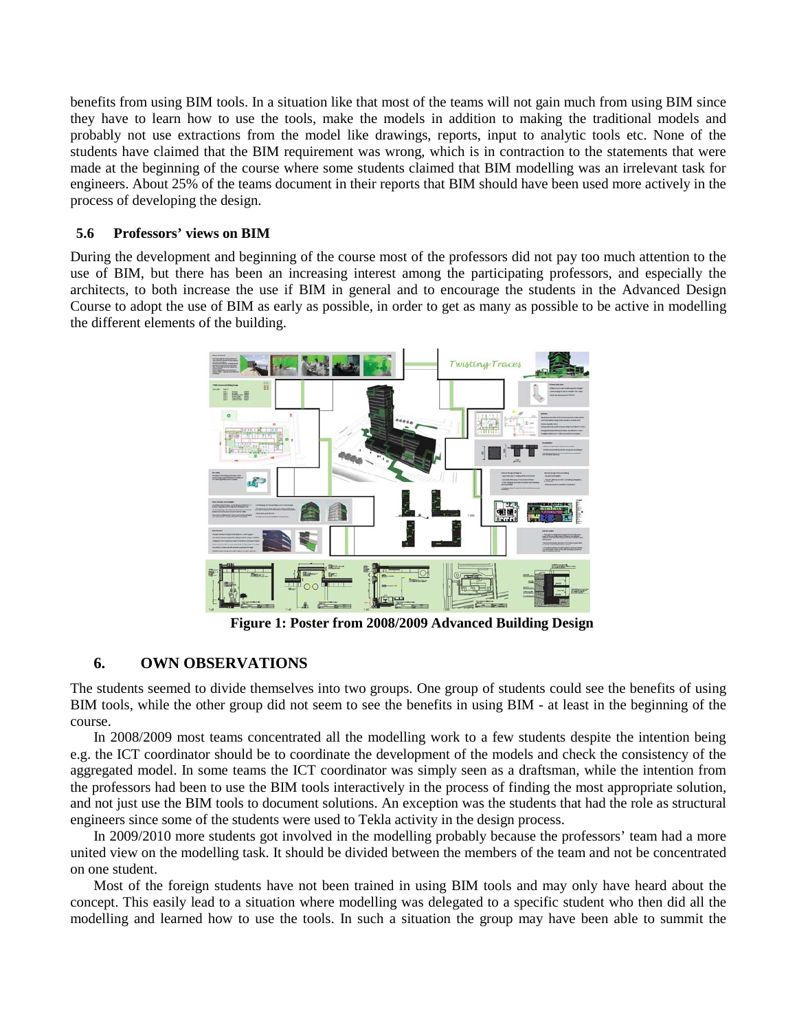benefits from using BIM tools. In a situation like that most of the teams will not gain much from using BIM since they have to learn how to use the tools, make the models in addition to making the traditional models and probably not use extractions from the model like drawings, reports, input to analytic tools etc. None of the students have claimed that the BIM requirement was wrong, which is in contraction to the statements that were made at the beginning of the course where some students claimed that BIM modelling was an irrelevant task for engineers. About 25% of the teams document in their reports that BIM should have been used more actively in the process of developing the design.

### 5.6 Professors' views on BIM

During the development and beginning of the course most of the professors did not pay too much attention to the use of BIM, but there has been an increasing interest among the participating professors, and especially the architects, to both increase the use if BIM in general and to encourage the students in the Advanced Design Course to adopt the use of BIM as early as possible, in order to get as many as possible to be active in modelling the different elements of the building.

**Figure 1: Poster from 2008/2009 Advanced Building Design**

## 6. OWN OBSERVATIONS

The students seemed to divide themselves into two groups. One group of students could see the benefits of using BIM tools, while the other group did not seem to see the benefits in using BIM - at least in the beginning of the course.

In 2008/2009 most teams concentrated all the modelling work to a few students despite the intention being e.g. the ICT coordinator should be to coordinate the development of the models and check the consistency of the aggregated model. In some teams the ICT coordinator was simply seen as a draftsman, while the intention from the professors had been to use the BIM tools interactively in the process of finding the most appropriate solution, and not just use the BIM tools to document solutions. An exception was the students that had the role as structural engineers since some of the students were used to Tekla activity in the design process.

In 2009/2010 more students got involved in the modelling probably because the professors' team had a more united view on the modelling task. It should be divided between the members of the team and not be concentrated on one student.

Most of the foreign students have not been trained in using BIM tools and may only have heard about the concept. This easily lead to a situation where modelling was delegated to a specific student who then did all the modelling and learned how to use the tools. In such a situation the group may have been able to summit the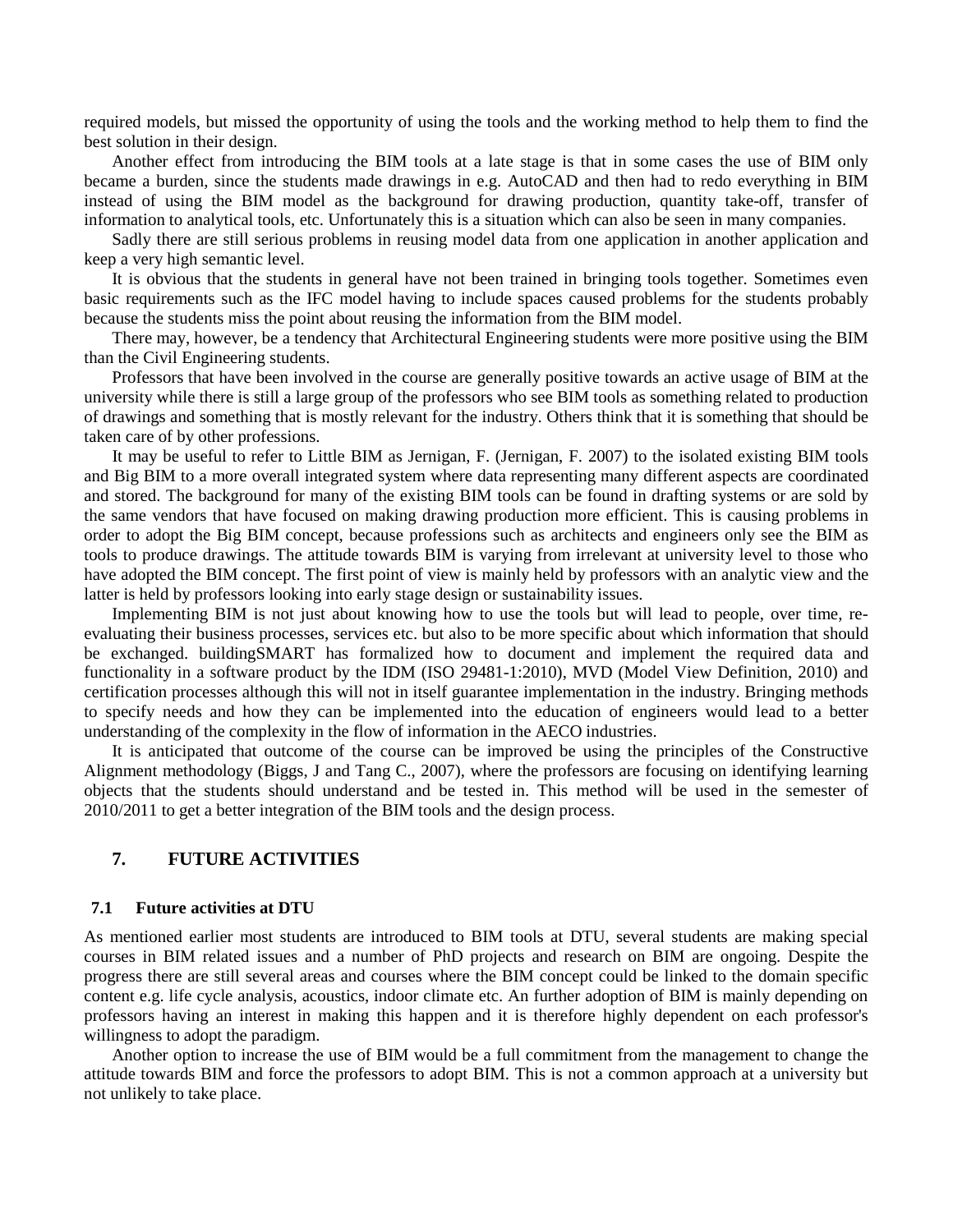required models, but missed the opportunity of using the tools and the working method to help them to find the best solution in their design.

Another effect from introducing the BIM tools at a late stage is that in some cases the use of BIM only became a burden, since the students made drawings in e.g. AutoCAD and then had to redo everything in BIM instead of using the BIM model as the background for drawing production, quantity take-off, transfer of information to analytical tools, etc. Unfortunately this is a situation which can also be seen in many companies.

Sadly there are still serious problems in reusing model data from one application in another application and keep a very high semantic level.

It is obvious that the students in general have not been trained in bringing tools together. Sometimes even basic requirements such as the IFC model having to include spaces caused problems for the students probably because the students miss the point about reusing the information from the BIM model.

There may, however, be a tendency that Architectural Engineering students were more positive using the BIM than the Civil Engineering students.

Professors that have been involved in the course are generally positive towards an active usage of BIM at the university while there is still a large group of the professors who see BIM tools as something related to production of drawings and something that is mostly relevant for the industry. Others think that it is something that should be taken care of by other professions.

It may be useful to refer to Little BIM as Jernigan, F. (Jernigan, F. 2007) to the isolated existing BIM tools and Big BIM to a more overall integrated system where data representing many different aspects are coordinated and stored. The background for many of the existing BIM tools can be found in drafting systems or are sold by the same vendors that have focused on making drawing production more efficient. This is causing problems in order to adopt the Big BIM concept, because professions such as architects and engineers only see the BIM as tools to produce drawings. The attitude towards BIM is varying from irrelevant at university level to those who have adopted the BIM concept. The first point of view is mainly held by professors with an analytic view and the latter is held by professors looking into early stage design or sustainability issues.

Implementing BIM is not just about knowing how to use the tools but will lead to people, over time, re-evaluating their business processes, services etc. but also to be more specific about which information that should be exchanged. buildingSMART has formalized how to document and implement the required data and functionality in a software product by the IDM (ISO 29481-1:2010), MVD (Model View Definition, 2010) and certification processes although this will not in itself guarantee implementation in the industry. Bringing methods to specify needs and how they can be implemented into the education of engineers would lead to a better understanding of the complexity in the flow of information in the AECO industries.

It is anticipated that outcome of the course can be improved be using the principles of the Constructive Alignment methodology (Biggs, J and Tang C., 2007), where the professors are focusing on identifying learning objects that the students should understand and be tested in. This method will be used in the semester of 2010/2011 to get a better integration of the BIM tools and the design process.

## 7. FUTURE ACTIVITIES

### 7.1 Future activities at DTU

As mentioned earlier most students are introduced to BIM tools at DTU, several students are making special courses in BIM related issues and a number of PhD projects and research on BIM are ongoing. Despite the progress there are still several areas and courses where the BIM concept could be linked to the domain specific content e.g. life cycle analysis, acoustics, indoor climate etc. An further adoption of BIM is mainly depending on professors having an interest in making this happen and it is therefore highly dependent on each professor's willingness to adopt the paradigm.

Another option to increase the use of BIM would be a full commitment from the management to change the attitude towards BIM and force the professors to adopt BIM. This is not a common approach at a university but not unlikely to take place.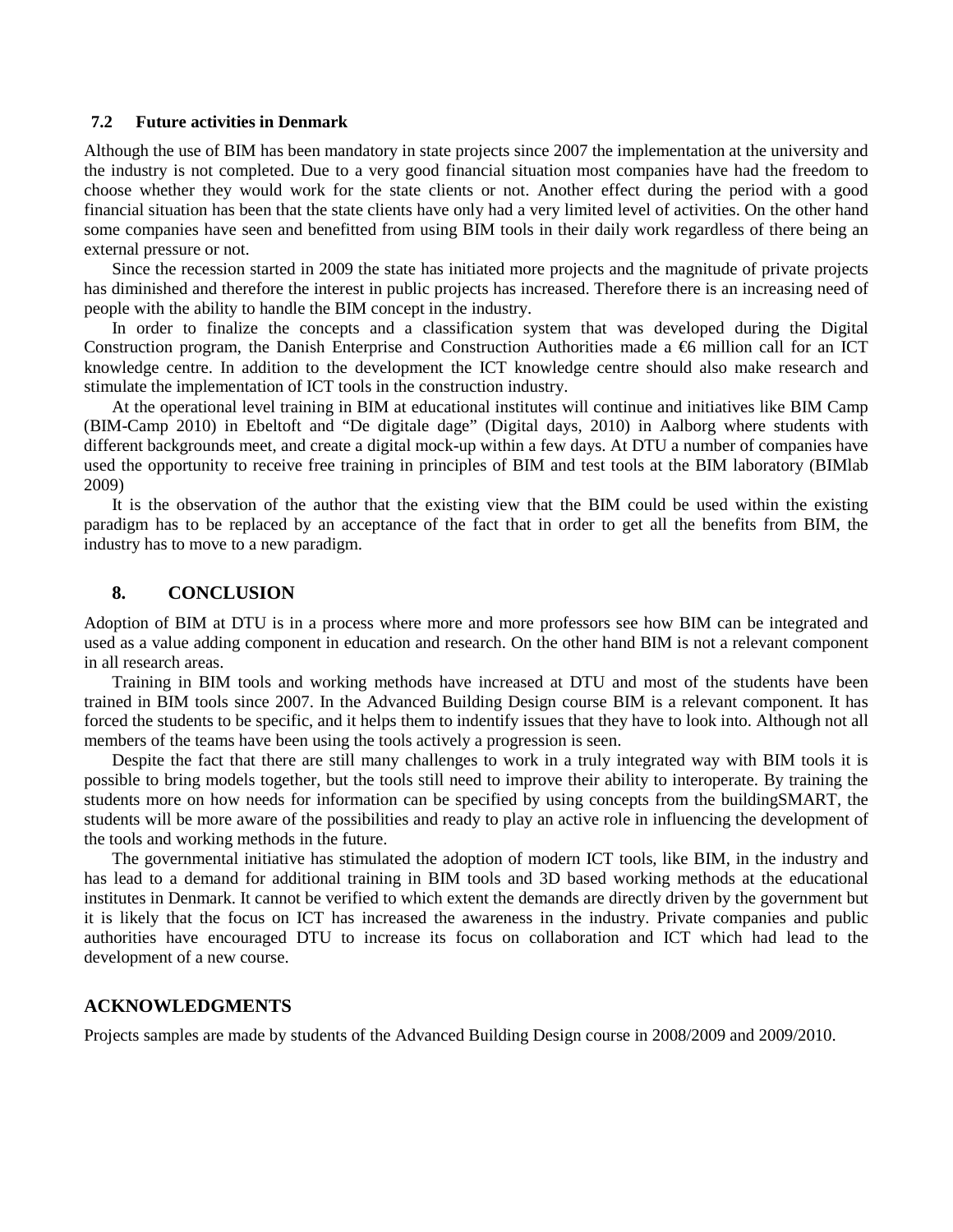### 7.2 Future activities in Denmark

Although the use of BIM has been mandatory in state projects since 2007 the implementation at the university and the industry is not completed. Due to a very good financial situation most companies have had the freedom to choose whether they would work for the state clients or not. Another effect during the period with a good financial situation has been that the state clients have only had a very limited level of activities. On the other hand some companies have seen and benefitted from using BIM tools in their daily work regardless of there being an external pressure or not.

Since the recession started in 2009 the state has initiated more projects and the magnitude of private projects has diminished and therefore the interest in public projects has increased. Therefore there is an increasing need of people with the ability to handle the BIM concept in the industry.

In order to finalize the concepts and a classification system that was developed during the Digital Construction program, the Danish Enterprise and Construction Authorities made a €6 million call for an ICT knowledge centre. In addition to the development the ICT knowledge centre should also make research and stimulate the implementation of ICT tools in the construction industry.

At the operational level training in BIM at educational institutes will continue and initiatives like BIM Camp (BIM-Camp 2010) in Ebeltoft and "De digitale dage" (Digital days, 2010) in Aalborg where students with different backgrounds meet, and create a digital mock-up within a few days. At DTU a number of companies have used the opportunity to receive free training in principles of BIM and test tools at the BIM laboratory (BIMlab 2009)

It is the observation of the author that the existing view that the BIM could be used within the existing paradigm has to be replaced by an acceptance of the fact that in order to get all the benefits from BIM, the industry has to move to a new paradigm.

## 8. CONCLUSION

Adoption of BIM at DTU is in a process where more and more professors see how BIM can be integrated and used as a value adding component in education and research. On the other hand BIM is not a relevant component in all research areas.

Training in BIM tools and working methods have increased at DTU and most of the students have been trained in BIM tools since 2007. In the Advanced Building Design course BIM is a relevant component. It has forced the students to be specific, and it helps them to indentify issues that they have to look into. Although not all members of the teams have been using the tools actively a progression is seen.

Despite the fact that there are still many challenges to work in a truly integrated way with BIM tools it is possible to bring models together, but the tools still need to improve their ability to interoperate. By training the students more on how needs for information can be specified by using concepts from the buildingSMART, the students will be more aware of the possibilities and ready to play an active role in influencing the development of the tools and working methods in the future.

The governmental initiative has stimulated the adoption of modern ICT tools, like BIM, in the industry and has lead to a demand for additional training in BIM tools and 3D based working methods at the educational institutes in Denmark. It cannot be verified to which extent the demands are directly driven by the government but it is likely that the focus on ICT has increased the awareness in the industry. Private companies and public authorities have encouraged DTU to increase its focus on collaboration and ICT which had lead to the development of a new course.

## ACKNOWLEDGMENTS

Projects samples are made by students of the Advanced Building Design course in 2008/2009 and 2009/2010.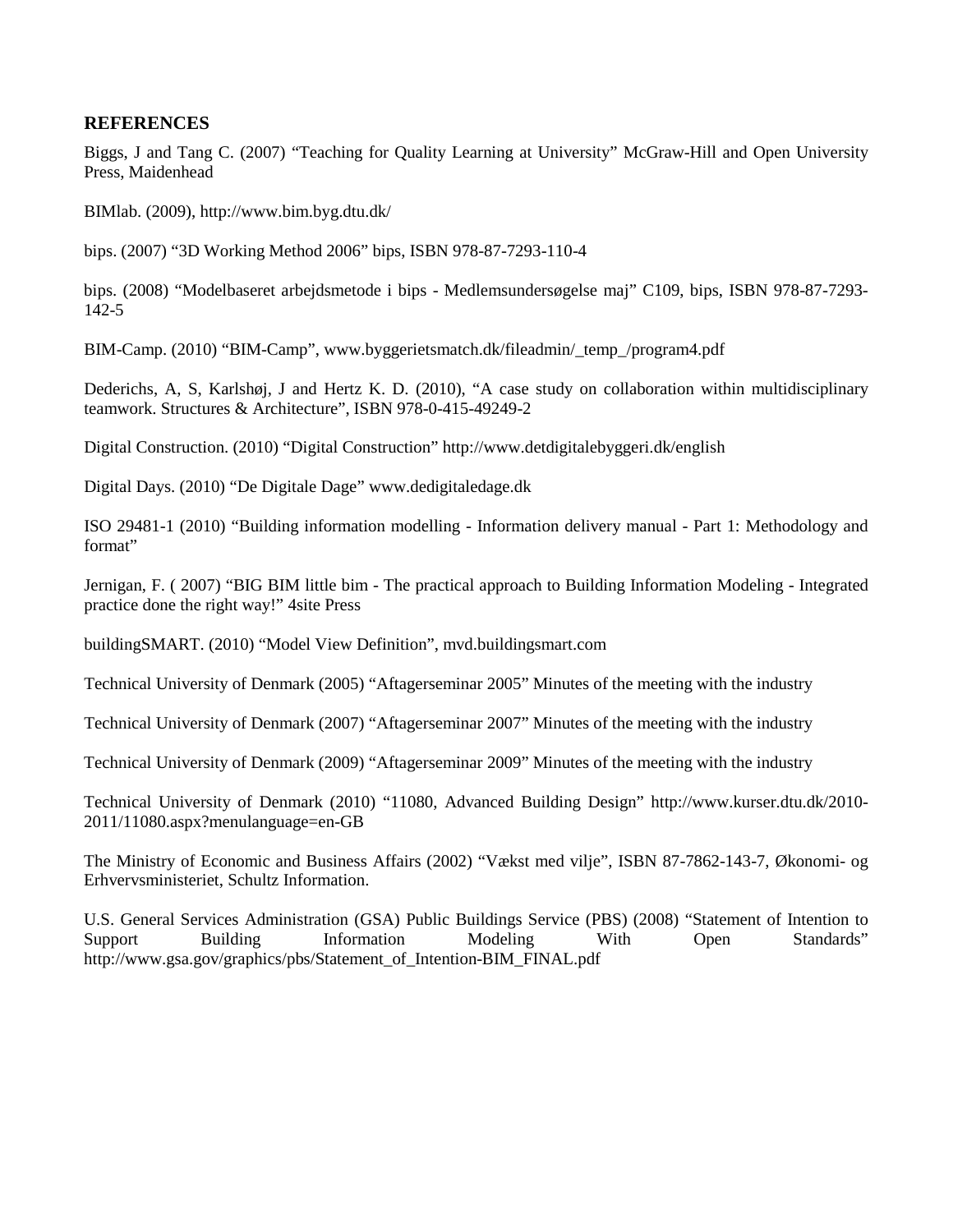## REFERENCES

Biggs, J and Tang C. (2007) “Teaching for Quality Learning at University” McGraw-Hill and Open University Press, Maidenhead

BIMlab. (2009), http://www.bim.byg.dtu.dk/

bips. (2007) “3D Working Method 2006” bips, ISBN 978-87-7293-110-4

bips. (2008) “Modelbaseret arbejdsmetode i bips - Medlemsundersøgelse maj” C109, bips, ISBN 978-87-7293-142-5

BIM-Camp. (2010) “BIM-Camp”, www.byggerietsmatch.dk/fileadmin/_temp_/program4.pdf

Dederichs, A, S, Karlshøj, J and Hertz K. D. (2010), “A case study on collaboration within multidisciplinary teamwork. Structures & Architecture”, ISBN 978-0-415-49249-2

Digital Construction. (2010) “Digital Construction” http://www.detdigitalebyggeri.dk/english

Digital Days. (2010) “De Digitale Dage” www.dedigitaledage.dk

ISO 29481-1 (2010) “Building information modelling - Information delivery manual - Part 1: Methodology and format”

Jernigan, F. ( 2007) “BIG BIM little bim - The practical approach to Building Information Modeling - Integrated practice done the right way!” 4site Press

buildingSMART. (2010) “Model View Definition”, mvd.buildingsmart.com

Technical University of Denmark (2005) “Aftagerseminar 2005” Minutes of the meeting with the industry

Technical University of Denmark (2007) “Aftagerseminar 2007” Minutes of the meeting with the industry

Technical University of Denmark (2009) “Aftagerseminar 2009” Minutes of the meeting with the industry

Technical University of Denmark (2010) “11080, Advanced Building Design” http://www.kurser.dtu.dk/2010-2011/11080.aspx?menulanguage=en-GB

The Ministry of Economic and Business Affairs (2002) “Vækst med vilje”, ISBN 87-7862-143-7, Økonomi- og Erhvervsministeriet, Schultz Information.

U.S. General Services Administration (GSA) Public Buildings Service (PBS) (2008) “Statement of Intention to Support Building Information Modeling With Open Standards” http://www.gsa.gov/graphics/pbs/Statement_of_Intention-BIM_FINAL.pdf